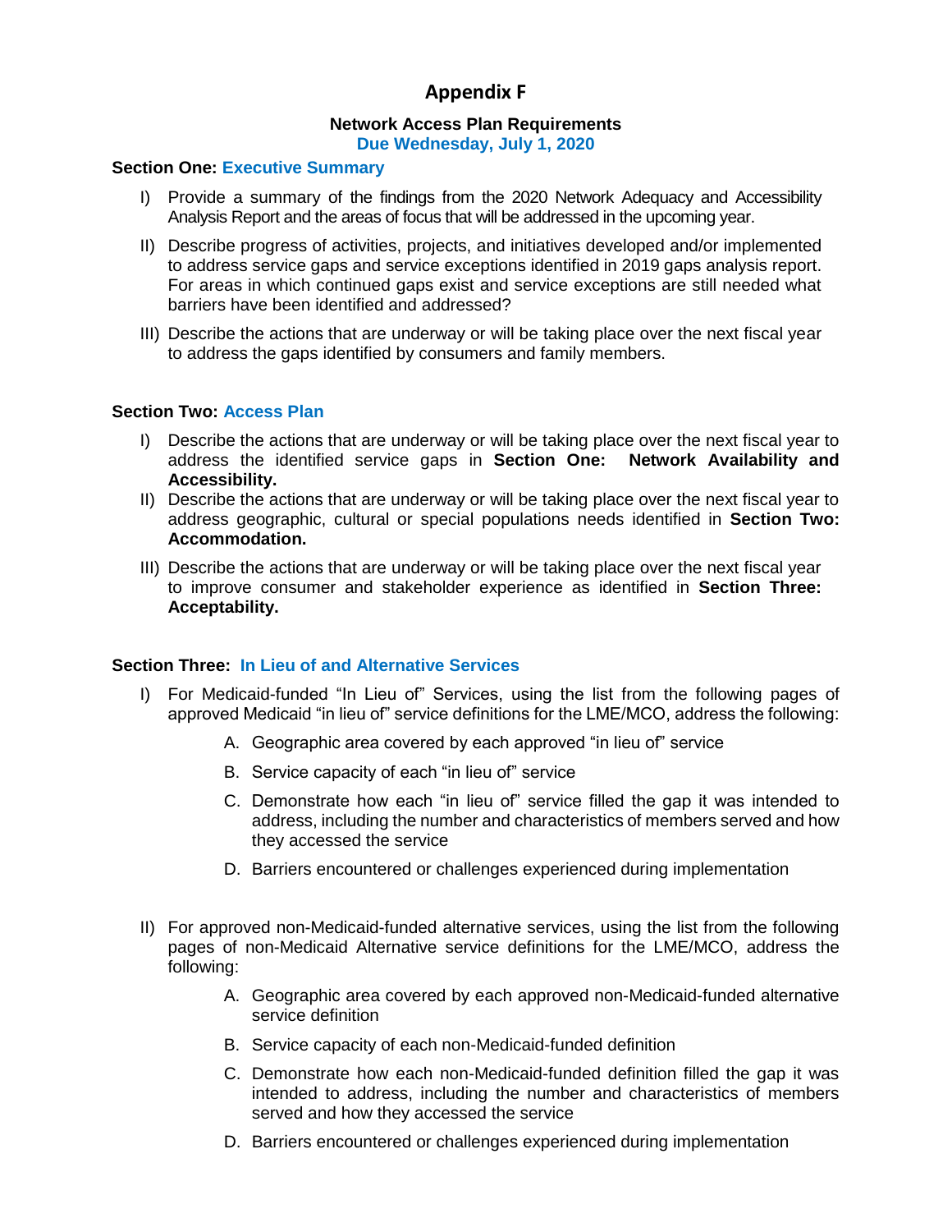# Appendix F

### Network Access Plan Requirements

**Due Wednesday, July 1, 2020**

**Section One: Executive Summary**

I) Provide a summary of the findings from the 2020 Network Adequacy and Accessibility Analysis Report and the areas of focus that will be addressed in the upcoming year.

II) Describe progress of activities, projects, and initiatives developed and/or implemented to address service gaps and service exceptions identified in 2019 gaps analysis report. For areas in which continued gaps exist and service exceptions are still needed what barriers have been identified and addressed?

III) Describe the actions that are underway or will be taking place over the next fiscal year to address the gaps identified by consumers and family members.

**Section Two: Access Plan**

I) Describe the actions that are underway or will be taking place over the next fiscal year to address the identified service gaps in **Section One: Network Availability and Accessibility.**

II) Describe the actions that are underway or will be taking place over the next fiscal year to address geographic, cultural or special populations needs identified in **Section Two: Accommodation.**

III) Describe the actions that are underway or will be taking place over the next fiscal year to improve consumer and stakeholder experience as identified in **Section Three: Acceptability.**

**Section Three: In Lieu of and Alternative Services**

I) For Medicaid-funded "In Lieu of" Services, using the list from the following pages of approved Medicaid "in lieu of" service definitions for the LME/MCO, address the following:

   A. Geographic area covered by each approved "in lieu of" service

   B. Service capacity of each "in lieu of" service

   C. Demonstrate how each "in lieu of" service filled the gap it was intended to address, including the number and characteristics of members served and how they accessed the service

   D. Barriers encountered or challenges experienced during implementation

II) For approved non-Medicaid-funded alternative services, using the list from the following pages of non-Medicaid Alternative service definitions for the LME/MCO, address the following:

   A. Geographic area covered by each approved non-Medicaid-funded alternative service definition

   B. Service capacity of each non-Medicaid-funded definition

   C. Demonstrate how each non-Medicaid-funded definition filled the gap it was intended to address, including the number and characteristics of members served and how they accessed the service

   D. Barriers encountered or challenges experienced during implementation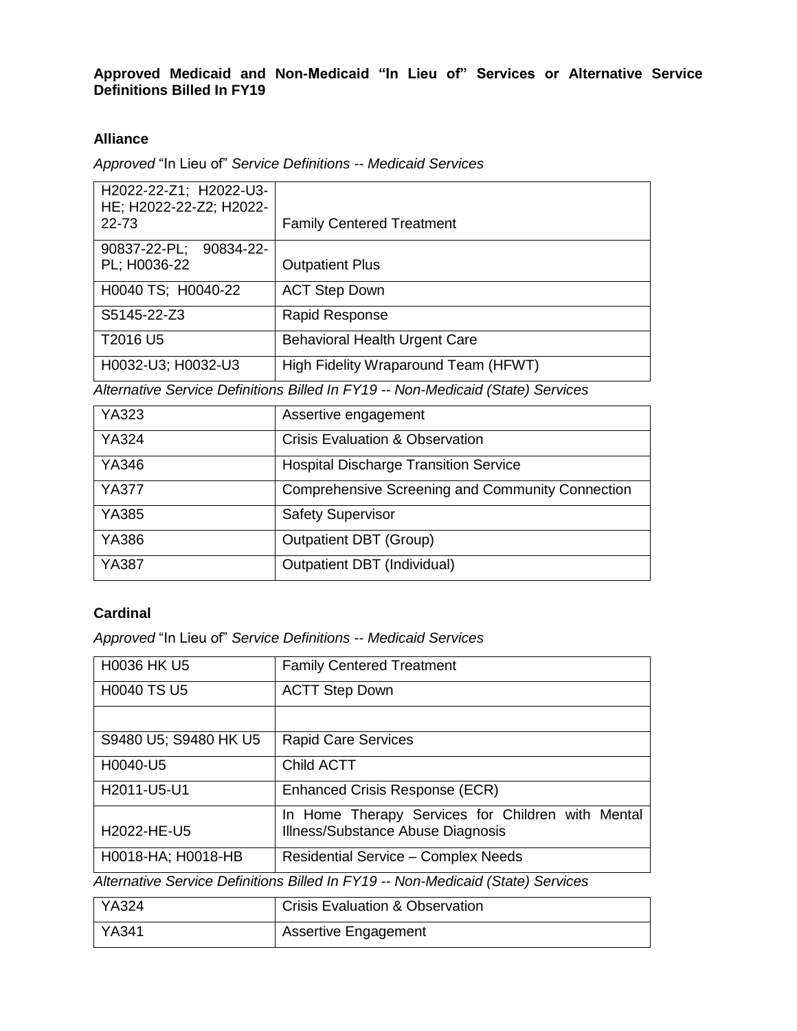**Approved Medicaid and Non-Medicaid "In Lieu of" Services or Alternative Service Definitions Billed In FY19**

## Alliance

*Approved* "In Lieu of" *Service Definitions -- Medicaid Services*

| | |
|---|---|
| H2022-22-Z1; H2022-U3-HE; H2022-22-Z2; H2022-22-73 | Family Centered Treatment |
| 90837-22-PL; 90834-22-PL; H0036-22 | Outpatient Plus |
| H0040 TS; H0040-22 | ACT Step Down |
| S5145-22-Z3 | Rapid Response |
| T2016 U5 | Behavioral Health Urgent Care |
| H0032-U3; H0032-U3 | High Fidelity Wraparound Team (HFWT) |

*Alternative Service Definitions Billed In FY19 -- Non-Medicaid (State) Services*

| | |
|---|---|
| YA323 | Assertive engagement |
| YA324 | Crisis Evaluation & Observation |
| YA346 | Hospital Discharge Transition Service |
| YA377 | Comprehensive Screening and Community Connection |
| YA385 | Safety Supervisor |
| YA386 | Outpatient DBT (Group) |
| YA387 | Outpatient DBT (Individual) |

## Cardinal

*Approved* "In Lieu of" *Service Definitions -- Medicaid Services*

| | |
|---|---|
| H0036 HK U5 | Family Centered Treatment |
| H0040 TS U5 | ACTT Step Down |
| | |
| S9480 U5; S9480 HK U5 | Rapid Care Services |
| H0040-U5 | Child ACTT |
| H2011-U5-U1 | Enhanced Crisis Response (ECR) |
| H2022-HE-U5 | In Home Therapy Services for Children with Mental Illness/Substance Abuse Diagnosis |
| H0018-HA; H0018-HB | Residential Service – Complex Needs |

*Alternative Service Definitions Billed In FY19 -- Non-Medicaid (State) Services*

| | |
|---|---|
| YA324 | Crisis Evaluation & Observation |
| YA341 | Assertive Engagement |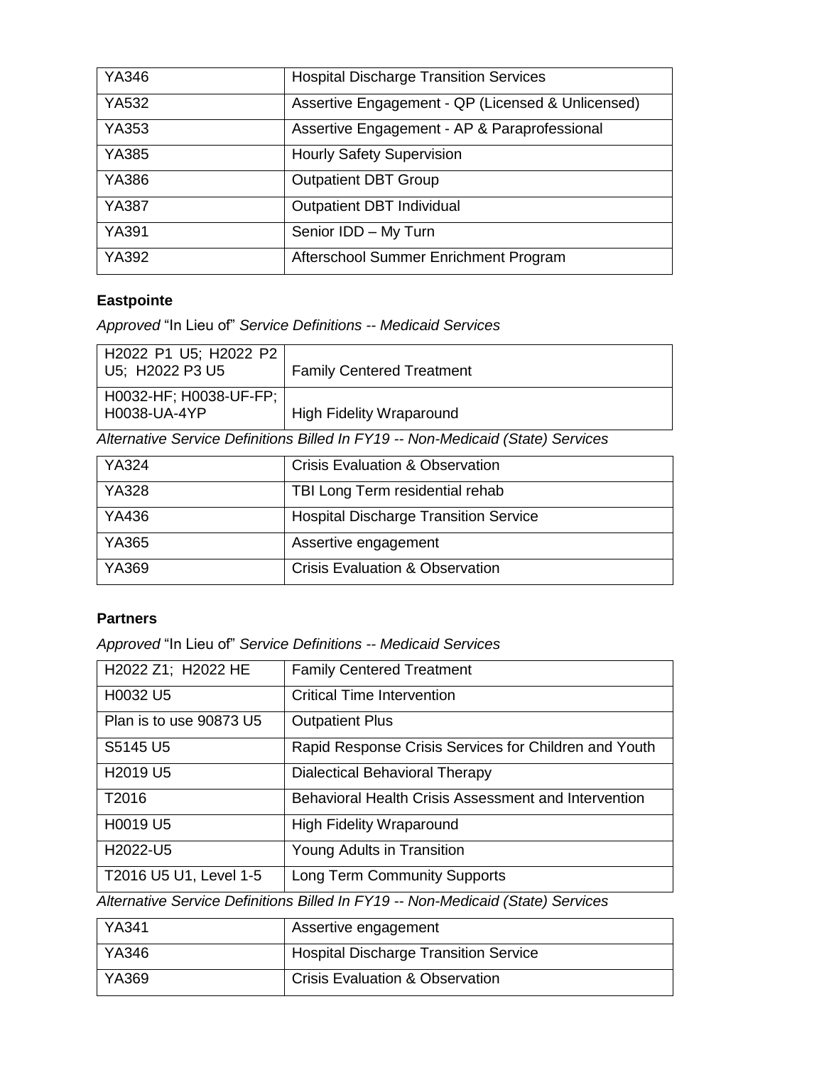| YA346 | Hospital Discharge Transition Services |
|---|---|
| YA532 | Assertive Engagement - QP (Licensed & Unlicensed) |
| YA353 | Assertive Engagement - AP & Paraprofessional |
| YA385 | Hourly Safety Supervision |
| YA386 | Outpatient DBT Group |
| YA387 | Outpatient DBT Individual |
| YA391 | Senior IDD – My Turn |
| YA392 | Afterschool Summer Enrichment Program |

**Eastpointe**

*Approved* "In Lieu of" *Service Definitions -- Medicaid Services*

| H2022 P1 U5; H2022 P2 U5; H2022 P3 U5 | Family Centered Treatment |
|---|---|
| H0032-HF; H0038-UF-FP; H0038-UA-4YP | High Fidelity Wraparound |

*Alternative Service Definitions Billed In FY19 -- Non-Medicaid (State) Services*

| YA324 | Crisis Evaluation & Observation |
|---|---|
| YA328 | TBI Long Term residential rehab |
| YA436 | Hospital Discharge Transition Service |
| YA365 | Assertive engagement |
| YA369 | Crisis Evaluation & Observation |

**Partners**

*Approved* "In Lieu of" *Service Definitions -- Medicaid Services*

| H2022 Z1; H2022 HE | Family Centered Treatment |
|---|---|
| H0032 U5 | Critical Time Intervention |
| Plan is to use 90873 U5 | Outpatient Plus |
| S5145 U5 | Rapid Response Crisis Services for Children and Youth |
| H2019 U5 | Dialectical Behavioral Therapy |
| T2016 | Behavioral Health Crisis Assessment and Intervention |
| H0019 U5 | High Fidelity Wraparound |
| H2022-U5 | Young Adults in Transition |
| T2016 U5 U1, Level 1-5 | Long Term Community Supports |

*Alternative Service Definitions Billed In FY19 -- Non-Medicaid (State) Services*

| YA341 | Assertive engagement |
|---|---|
| YA346 | Hospital Discharge Transition Service |
| YA369 | Crisis Evaluation & Observation |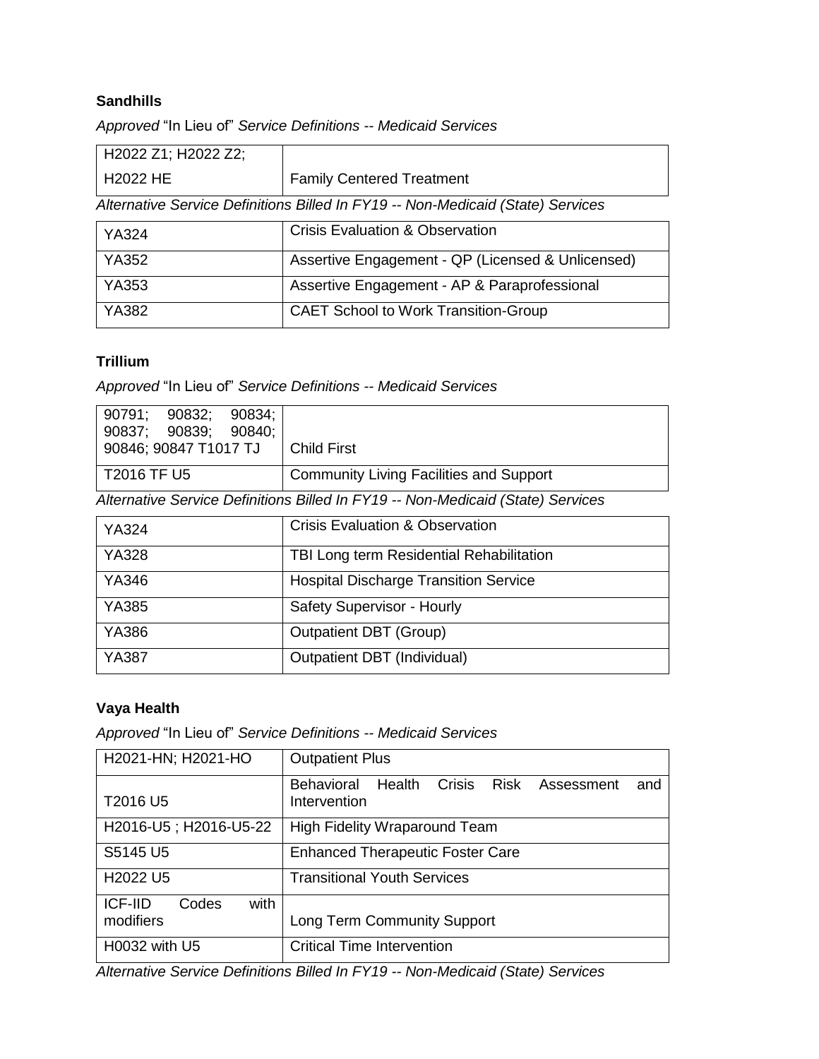### Sandhills

*Approved* "In Lieu of" *Service Definitions -- Medicaid Services*

| | |
|---|---|
| H2022 Z1; H2022 Z2; H2022 HE | Family Centered Treatment |

*Alternative Service Definitions Billed In FY19 -- Non-Medicaid (State) Services*

| | |
|---|---|
| YA324 | Crisis Evaluation & Observation |
| YA352 | Assertive Engagement - QP (Licensed & Unlicensed) |
| YA353 | Assertive Engagement - AP & Paraprofessional |
| YA382 | CAET School to Work Transition-Group |

### Trillium

*Approved* "In Lieu of" *Service Definitions -- Medicaid Services*

| | |
|---|---|
| 90791; 90832; 90834; 90837; 90839; 90840; 90846; 90847 T1017 TJ | Child First |
| T2016 TF U5 | Community Living Facilities and Support |

*Alternative Service Definitions Billed In FY19 -- Non-Medicaid (State) Services*

| | |
|---|---|
| YA324 | Crisis Evaluation & Observation |
| YA328 | TBI Long term Residential Rehabilitation |
| YA346 | Hospital Discharge Transition Service |
| YA385 | Safety Supervisor - Hourly |
| YA386 | Outpatient DBT (Group) |
| YA387 | Outpatient DBT (Individual) |

### Vaya Health

*Approved* "In Lieu of" *Service Definitions -- Medicaid Services*

| | |
|---|---|
| H2021-HN; H2021-HO | Outpatient Plus |
| T2016 U5 | Behavioral Health Crisis Risk Assessment and Intervention |
| H2016-U5 ; H2016-U5-22 | High Fidelity Wraparound Team |
| S5145 U5 | Enhanced Therapeutic Foster Care |
| H2022 U5 | Transitional Youth Services |
| ICF-IID Codes with modifiers | Long Term Community Support |
| H0032 with U5 | Critical Time Intervention |

*Alternative Service Definitions Billed In FY19 -- Non-Medicaid (State) Services*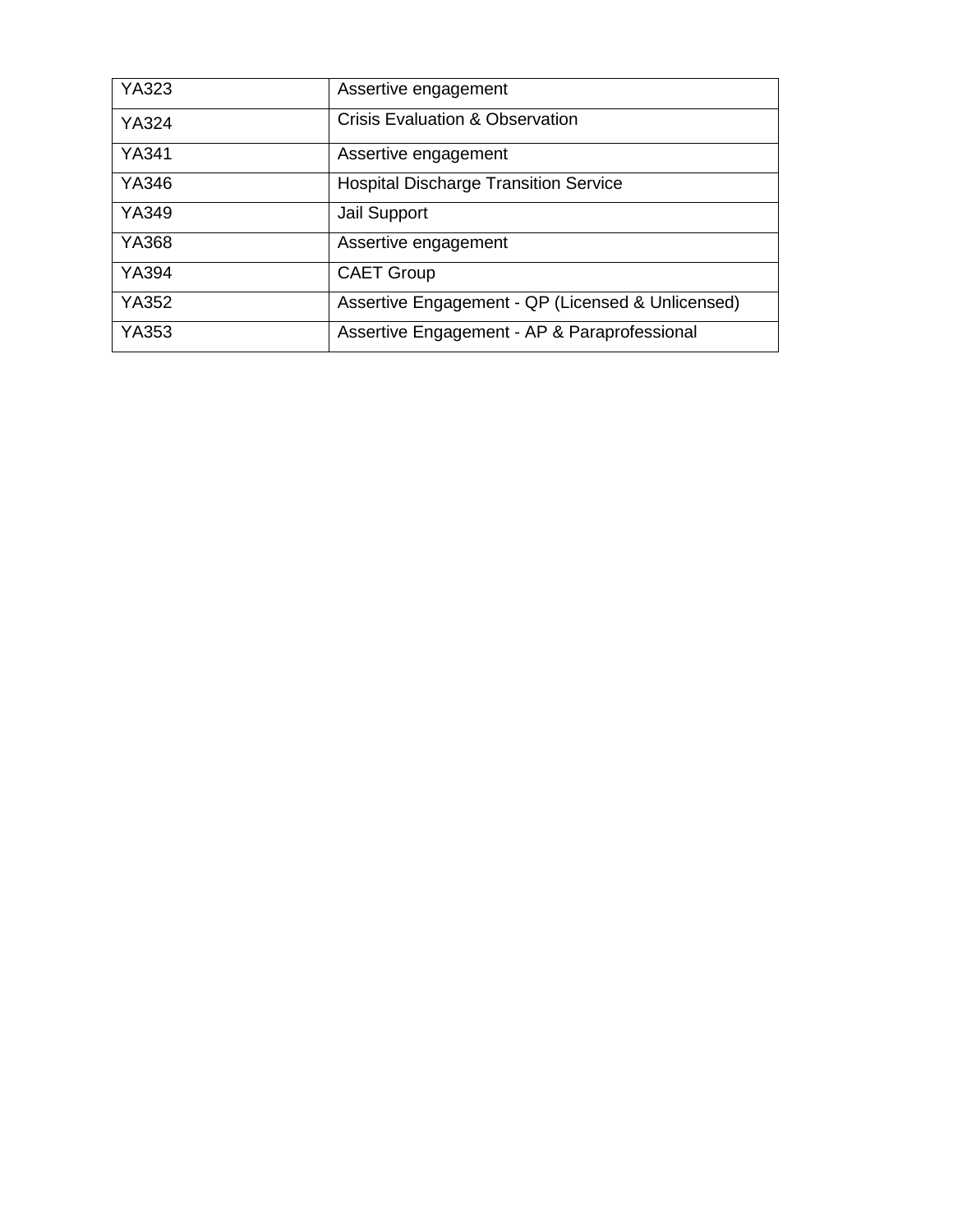| | |
|---|---|
| YA323 | Assertive engagement |
| YA324 | Crisis Evaluation & Observation |
| YA341 | Assertive engagement |
| YA346 | Hospital Discharge Transition Service |
| YA349 | Jail Support |
| YA368 | Assertive engagement |
| YA394 | CAET Group |
| YA352 | Assertive Engagement - QP (Licensed & Unlicensed) |
| YA353 | Assertive Engagement - AP & Paraprofessional |